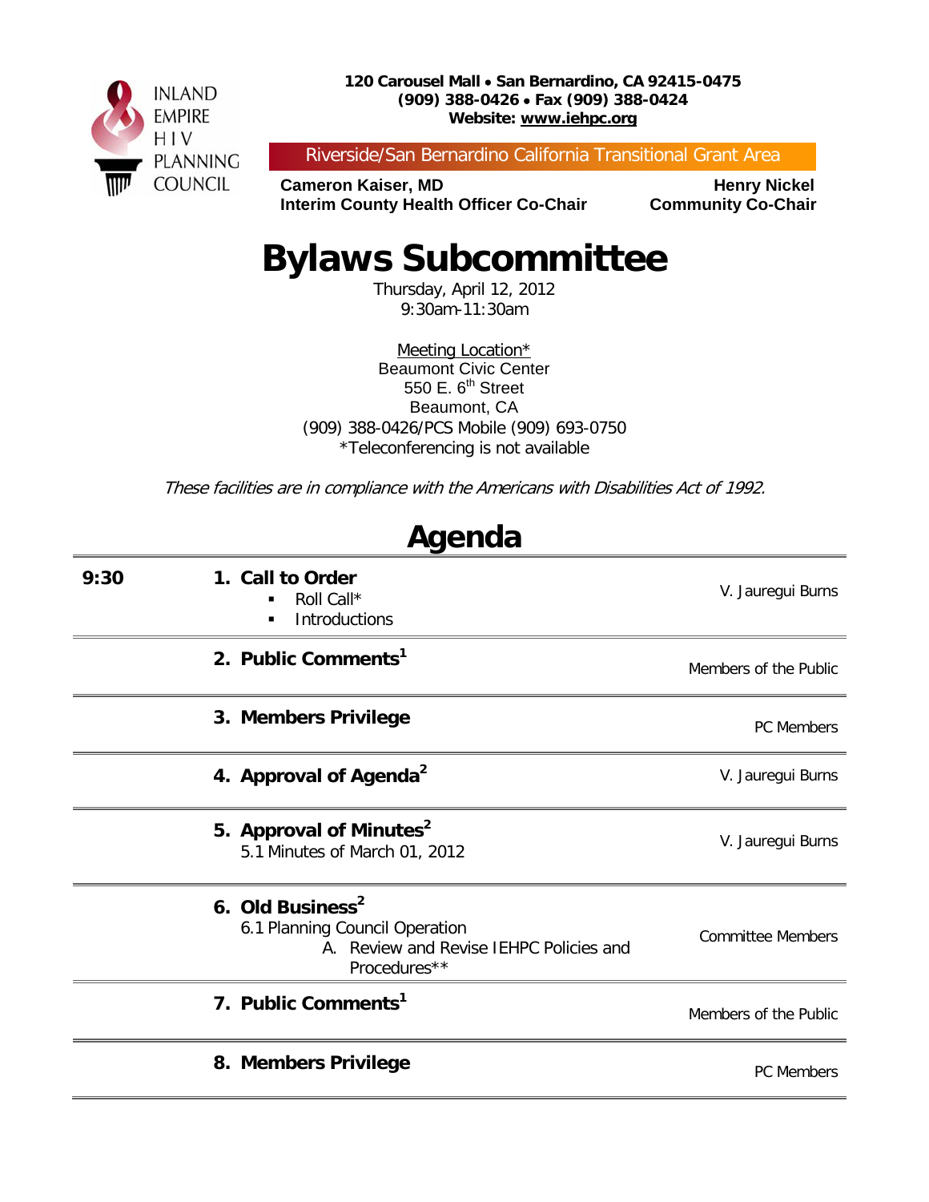INLAND EMPIRE HIV PLANNING COUNCIL

**120 Carousel Mall • San Bernardino, CA 92415-0475**
**(909) 388-0426 • Fax (909) 388-0424**
**Website: www.iehpc.org**

Riverside/San Bernardino California Transitional Grant Area

**Cameron Kaiser, MD**
**Interim County Health Officer Co-Chair**

**Henry Nickel**
**Community Co-Chair**

# Bylaws Subcommittee

Thursday, April 12, 2012
9:30am-11:30am

Meeting Location*
Beaumont Civic Center
550 E. 6th Street
Beaumont, CA
(909) 388-0426/PCS Mobile (909) 693-0750
*Teleconferencing is not available

*These facilities are in compliance with the Americans with Disabilities Act of 1992.*

## Agenda

| Time | Item | Presenter |
|---|---|---|
| **9:30** | **1. Call to Order**<br>▪ Roll Call*<br>▪ Introductions | V. Jauregui Burns |
| | **2. Public Comments[1]** | Members of the Public |
| | **3. Members Privilege** | PC Members |
| | **4. Approval of Agenda[2]** | V. Jauregui Burns |
| | **5. Approval of Minutes[2]**<br>5.1 Minutes of March 01, 2012 | V. Jauregui Burns |
| | **6. Old Business[2]**<br>6.1 Planning Council Operation<br>A. Review and Revise IEHPC Policies and Procedures** | Committee Members |
| | **7. Public Comments[1]** | Members of the Public |
| | **8. Members Privilege** | PC Members |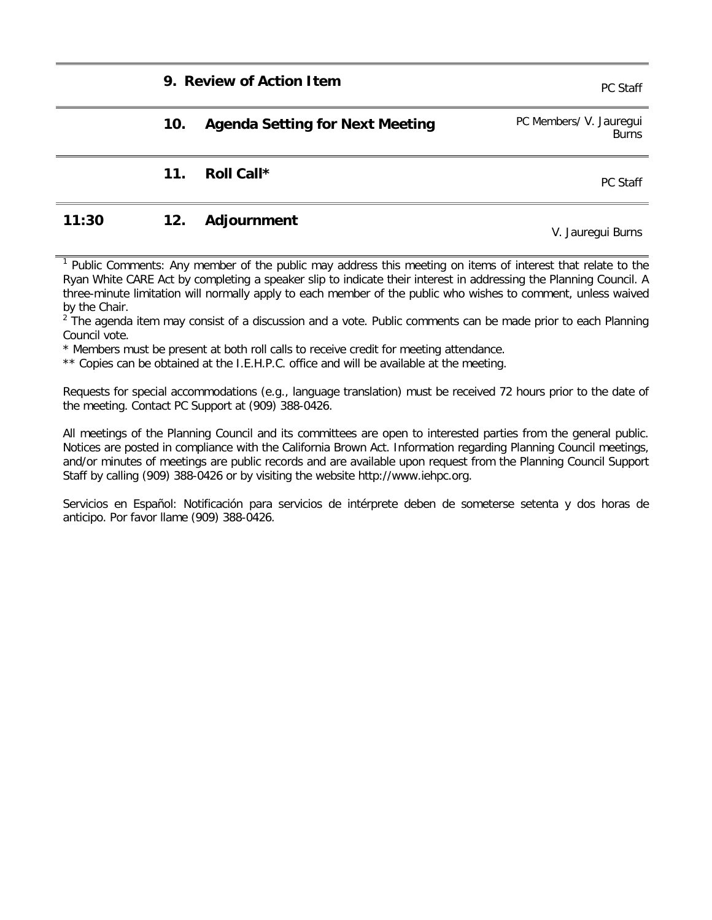| | | | |
|---|---|---|---|
| | 9. | **Review of Action Item** | PC Staff |
| | 10. | **Agenda Setting for Next Meeting** | PC Members/ V. Jauregui Burns |
| | 11. | **Roll Call*** | PC Staff |
| **11:30** | 12. | **Adjournment** | V. Jauregui Burns |

[1] Public Comments: Any member of the public may address this meeting on items of interest that relate to the Ryan White CARE Act by completing a speaker slip to indicate their interest in addressing the Planning Council. A three-minute limitation will normally apply to each member of the public who wishes to comment, unless waived by the Chair.

[2] The agenda item may consist of a discussion and a vote. Public comments can be made prior to each Planning Council vote.

* Members must be present at both roll calls to receive credit for meeting attendance.

** Copies can be obtained at the I.E.H.P.C. office and will be available at the meeting.

Requests for special accommodations (e.g., language translation) must be received 72 hours prior to the date of the meeting. Contact PC Support at (909) 388-0426.

All meetings of the Planning Council and its committees are open to interested parties from the general public. Notices are posted in compliance with the California Brown Act. Information regarding Planning Council meetings, and/or minutes of meetings are public records and are available upon request from the Planning Council Support Staff by calling (909) 388-0426 or by visiting the website http://www.iehpc.org.

Servicios en Español: Notificación para servicios de intérprete deben de someterse setenta y dos horas de anticipo. Por favor llame (909) 388-0426.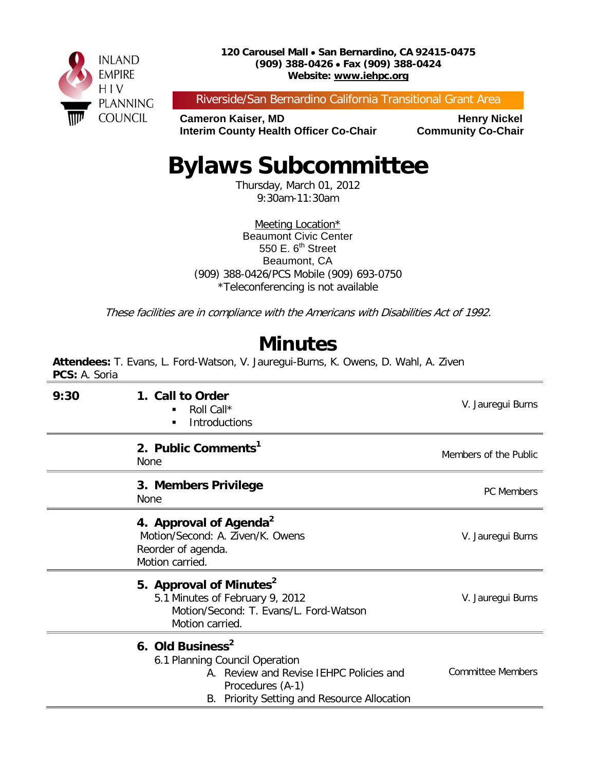INLAND EMPIRE HIV PLANNING COUNCIL

**120 Carousel Mall • San Bernardino, CA 92415-0475**
**(909) 388-0426 • Fax (909) 388-0424**
**Website: www.iehpc.org**

Riverside/San Bernardino California Transitional Grant Area

**Cameron Kaiser, MD**
**Interim County Health Officer Co-Chair**

**Henry Nickel**
**Community Co-Chair**

# Bylaws Subcommittee

Thursday, March 01, 2012
9:30am-11:30am

Meeting Location*
Beaumont Civic Center
550 E. 6th Street
Beaumont, CA
(909) 388-0426/PCS Mobile (909) 693-0750
*Teleconferencing is not available

*These facilities are in compliance with the Americans with Disabilities Act of 1992.*

## Minutes

**Attendees:** T. Evans, L. Ford-Watson, V. Jauregui-Burns, K. Owens, D. Wahl, A. Ziven
**PCS:** A. Soria

| | | |
|---|---|---|
| **9:30** | **1. Call to Order**<br>▪ Roll Call*<br>▪ Introductions | V. Jauregui Burns |
| | **2. Public Comments[1]**<br>None | Members of the Public |
| | **3. Members Privilege**<br>None | PC Members |
| | **4. Approval of Agenda[2]**<br>Motion/Second: A. Ziven/K. Owens<br>Reorder of agenda.<br>Motion carried. | V. Jauregui Burns |
| | **5. Approval of Minutes[2]**<br>5.1 Minutes of February 9, 2012<br>Motion/Second: T. Evans/L. Ford-Watson<br>Motion carried. | V. Jauregui Burns |
| | **6. Old Business[2]**<br>6.1 Planning Council Operation<br>A. Review and Revise IEHPC Policies and Procedures (A-1)<br>B. Priority Setting and Resource Allocation | Committee Members |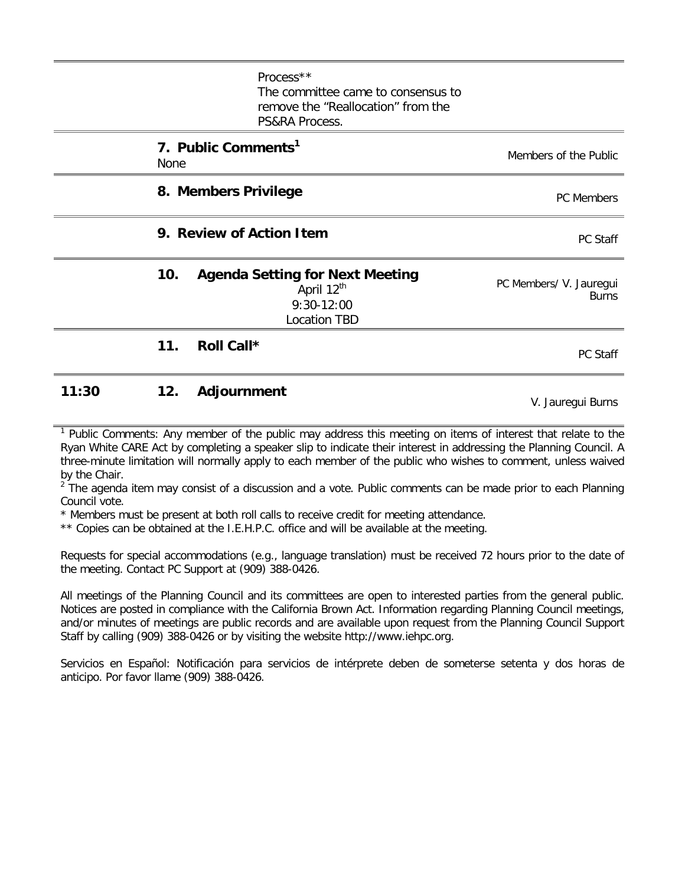| | | | |
|---|---|---|---|
| | | Process**<br>The committee came to consensus to remove the "Reallocation" from the PS&RA Process. | |
| | **7. Public Comments[1]**<br>None | | Members of the Public |
| | **8. Members Privilege** | | PC Members |
| | **9. Review of Action Item** | | PC Staff |
| | **10.** | **Agenda Setting for Next Meeting**<br>April 12th<br>9:30-12:00<br>Location TBD | PC Members/ V. Jauregui Burns |
| | **11.** | **Roll Call*** | PC Staff |
| **11:30** | **12.** | **Adjournment** | V. Jauregui Burns |

[1] Public Comments: Any member of the public may address this meeting on items of interest that relate to the Ryan White CARE Act by completing a speaker slip to indicate their interest in addressing the Planning Council. A three-minute limitation will normally apply to each member of the public who wishes to comment, unless waived by the Chair.

[2] The agenda item may consist of a discussion and a vote. Public comments can be made prior to each Planning Council vote.

* Members must be present at both roll calls to receive credit for meeting attendance.

** Copies can be obtained at the I.E.H.P.C. office and will be available at the meeting.

Requests for special accommodations (e.g., language translation) must be received 72 hours prior to the date of the meeting. Contact PC Support at (909) 388-0426.

All meetings of the Planning Council and its committees are open to interested parties from the general public. Notices are posted in compliance with the California Brown Act. Information regarding Planning Council meetings, and/or minutes of meetings are public records and are available upon request from the Planning Council Support Staff by calling (909) 388-0426 or by visiting the website http://www.iehpc.org.

Servicios en Español: Notificación para servicios de intérprete deben de someterse setenta y dos horas de anticipo. Por favor llame (909) 388-0426.